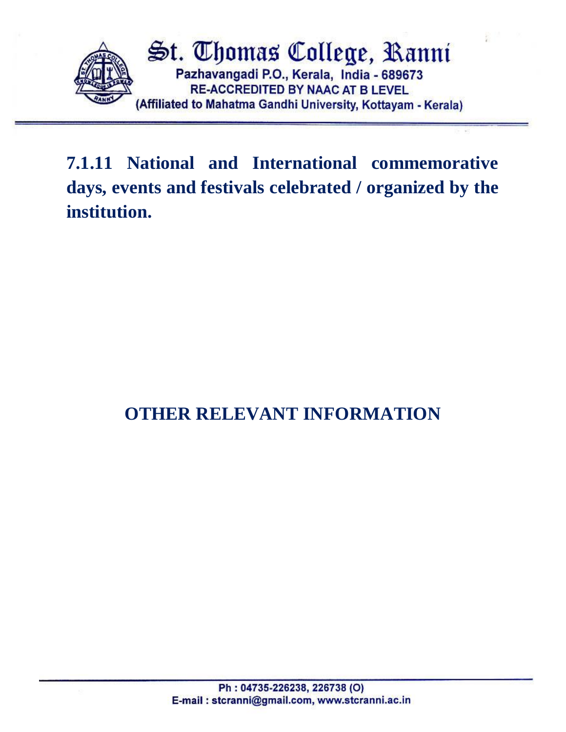# St. Thomas College, Ranni

Pazhavangadi P.O., Kerala, India - 689673

RE-ACCREDITED BY NAAC AT B LEVEL

(Affiliated to Mahatma Gandhi University, Kottayam - Kerala)

## 7.1.11 National and International commemorative days, events and festivals celebrated / organized by the institution.

## OTHER RELEVANT INFORMATION

Ph : 04735-226238, 226738 (O)

E-mail : stcranni@gmail.com, www.stcranni.ac.in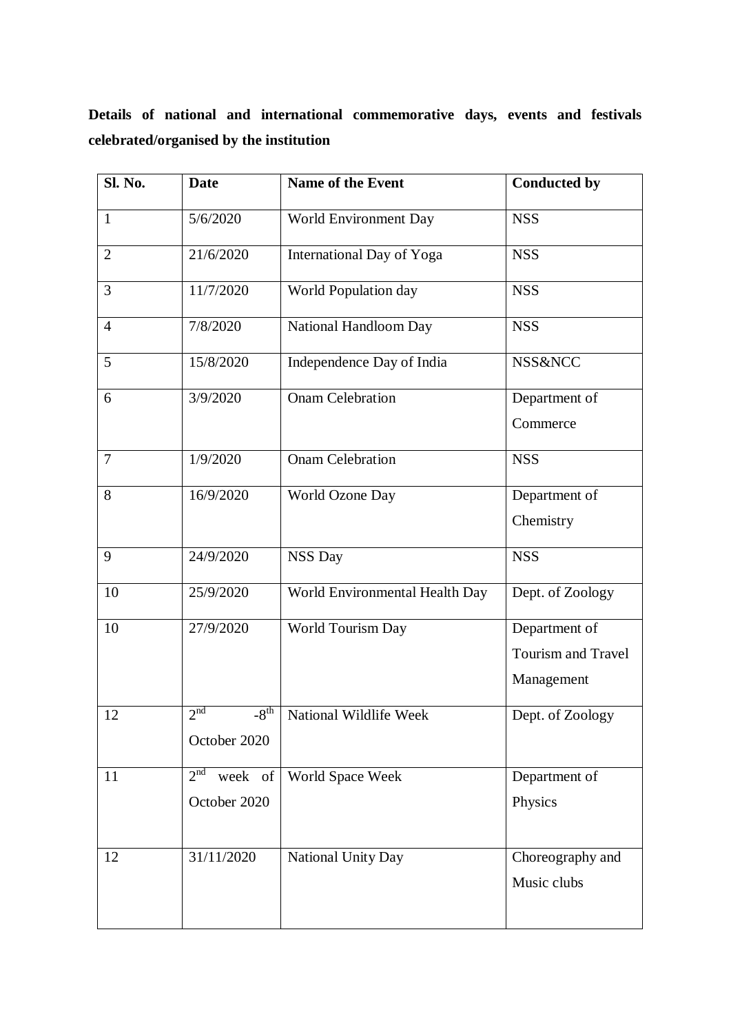**Details of national and international commemorative days, events and festivals celebrated/organised by the institution**

| Sl. No. | Date | Name of the Event | Conducted by |
|---|---|---|---|
| 1 | 5/6/2020 | World Environment Day | NSS |
| 2 | 21/6/2020 | International Day of Yoga | NSS |
| 3 | 11/7/2020 | World Population day | NSS |
| 4 | 7/8/2020 | National Handloom Day | NSS |
| 5 | 15/8/2020 | Independence Day of India | NSS&NCC |
| 6 | 3/9/2020 | Onam Celebration | Department of Commerce |
| 7 | 1/9/2020 | Onam Celebration | NSS |
| 8 | 16/9/2020 | World Ozone Day | Department of Chemistry |
| 9 | 24/9/2020 | NSS Day | NSS |
| 10 | 25/9/2020 | World Environmental Health Day | Dept. of Zoology |
| 10 | 27/9/2020 | World Tourism Day | Department of Tourism and Travel Management |
| 12 | 2nd -8th October 2020 | National Wildlife Week | Dept. of Zoology |
| 11 | 2nd week of October 2020 | World Space Week | Department of Physics |
| 12 | 31/11/2020 | National Unity Day | Choreography and Music clubs |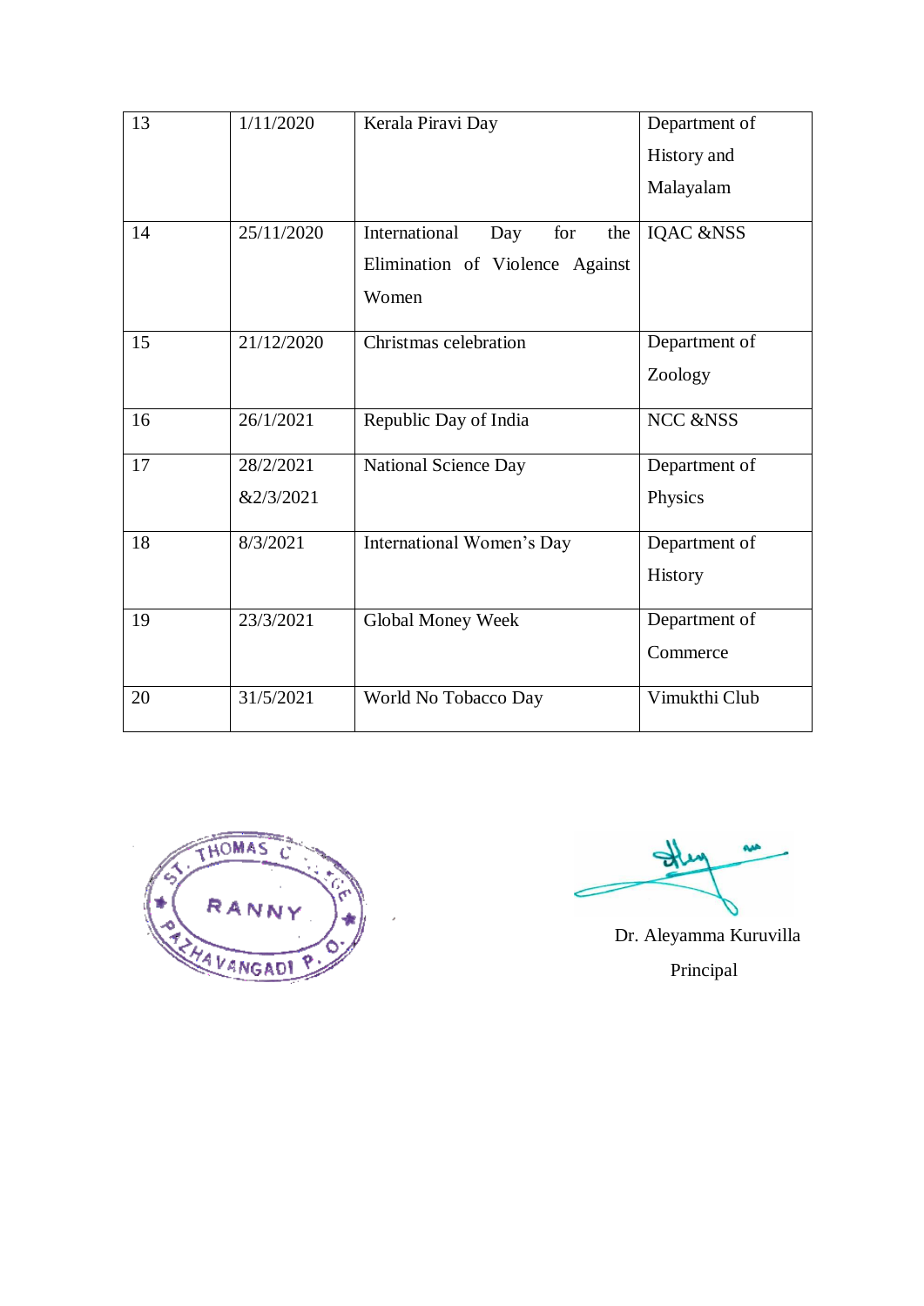| | | | |
|---|---|---|---|
| 13 | 1/11/2020 | Kerala Piravi Day | Department of History and Malayalam |
| 14 | 25/11/2020 | International Day for the Elimination of Violence Against Women | IQAC &NSS |
| 15 | 21/12/2020 | Christmas celebration | Department of Zoology |
| 16 | 26/1/2021 | Republic Day of India | NCC &NSS |
| 17 | 28/2/2021 &2/3/2021 | National Science Day | Department of Physics |
| 18 | 8/3/2021 | International Women's Day | Department of History |
| 19 | 23/3/2021 | Global Money Week | Department of Commerce |
| 20 | 31/5/2021 | World No Tobacco Day | Vimukthi Club |

ST. THOMAS COLLEGE RANNY PAZHAVANGADI P.O.

Dr. Aleyamma Kuruvilla

Principal